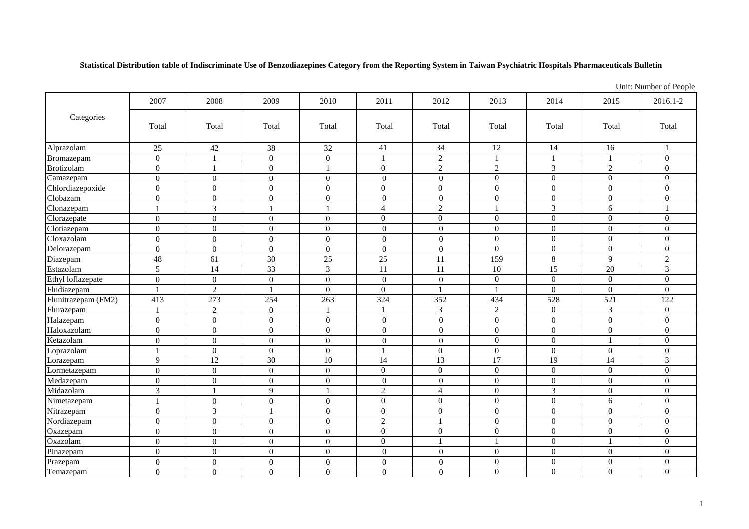**Statistical Distribution table of Indiscriminate Use of Benzodiazepines Category from the Reporting System in Taiwan Psychiatric Hospitals Pharmaceuticals Bulletin**

Unit: Number of People

| Categories | 2007 | 2008 | 2009 | 2010 | 2011 | 2012 | 2013 | 2014 | 2015 | 2016.1-2 |
|---|---|---|---|---|---|---|---|---|---|---|
| | Total | Total | Total | Total | Total | Total | Total | Total | Total | Total |
| Alprazolam | 25 | 42 | 38 | 32 | 41 | 34 | 12 | 14 | 16 | 1 |
| Bromazepam | 0 | 1 | 0 | 0 | 1 | 2 | 1 | 1 | 1 | 0 |
| Brotizolam | 0 | 1 | 0 | 1 | 0 | 2 | 2 | 3 | 2 | 0 |
| Camazepam | 0 | 0 | 0 | 0 | 0 | 0 | 0 | 0 | 0 | 0 |
| Chlordiazepoxide | 0 | 0 | 0 | 0 | 0 | 0 | 0 | 0 | 0 | 0 |
| Clobazam | 0 | 0 | 0 | 0 | 0 | 0 | 0 | 0 | 0 | 0 |
| Clonazepam | 1 | 3 | 1 | 1 | 4 | 2 | 1 | 3 | 6 | 1 |
| Clorazepate | 0 | 0 | 0 | 0 | 0 | 0 | 0 | 0 | 0 | 0 |
| Clotiazepam | 0 | 0 | 0 | 0 | 0 | 0 | 0 | 0 | 0 | 0 |
| Cloxazolam | 0 | 0 | 0 | 0 | 0 | 0 | 0 | 0 | 0 | 0 |
| Delorazepam | 0 | 0 | 0 | 0 | 0 | 0 | 0 | 0 | 0 | 0 |
| Diazepam | 48 | 61 | 30 | 25 | 25 | 11 | 159 | 8 | 9 | 2 |
| Estazolam | 5 | 14 | 33 | 3 | 11 | 11 | 10 | 15 | 20 | 3 |
| Ethyl loflazepate | 0 | 0 | 0 | 0 | 0 | 0 | 0 | 0 | 0 | 0 |
| Fludiazepam | 1 | 2 | 1 | 0 | 0 | 1 | 1 | 0 | 0 | 0 |
| Flunitrazepam (FM2) | 413 | 273 | 254 | 263 | 324 | 352 | 434 | 528 | 521 | 122 |
| Flurazepam | 1 | 2 | 0 | 1 | 1 | 3 | 2 | 0 | 3 | 0 |
| Halazepam | 0 | 0 | 0 | 0 | 0 | 0 | 0 | 0 | 0 | 0 |
| Haloxazolam | 0 | 0 | 0 | 0 | 0 | 0 | 0 | 0 | 0 | 0 |
| Ketazolam | 0 | 0 | 0 | 0 | 0 | 0 | 0 | 0 | 1 | 0 |
| Loprazolam | 1 | 0 | 0 | 0 | 1 | 0 | 0 | 0 | 0 | 0 |
| Lorazepam | 9 | 12 | 30 | 10 | 14 | 13 | 17 | 19 | 14 | 3 |
| Lormetazepam | 0 | 0 | 0 | 0 | 0 | 0 | 0 | 0 | 0 | 0 |
| Medazepam | 0 | 0 | 0 | 0 | 0 | 0 | 0 | 0 | 0 | 0 |
| Midazolam | 3 | 1 | 9 | 1 | 2 | 4 | 0 | 3 | 0 | 0 |
| Nimetazepam | 1 | 0 | 0 | 0 | 0 | 0 | 0 | 0 | 6 | 0 |
| Nitrazepam | 0 | 3 | 1 | 0 | 0 | 0 | 0 | 0 | 0 | 0 |
| Nordiazepam | 0 | 0 | 0 | 0 | 2 | 1 | 0 | 0 | 0 | 0 |
| Oxazepam | 0 | 0 | 0 | 0 | 0 | 0 | 0 | 0 | 0 | 0 |
| Oxazolam | 0 | 0 | 0 | 0 | 0 | 1 | 1 | 0 | 1 | 0 |
| Pinazepam | 0 | 0 | 0 | 0 | 0 | 0 | 0 | 0 | 0 | 0 |
| Prazepam | 0 | 0 | 0 | 0 | 0 | 0 | 0 | 0 | 0 | 0 |
| Temazepam | 0 | 0 | 0 | 0 | 0 | 0 | 0 | 0 | 0 | 0 |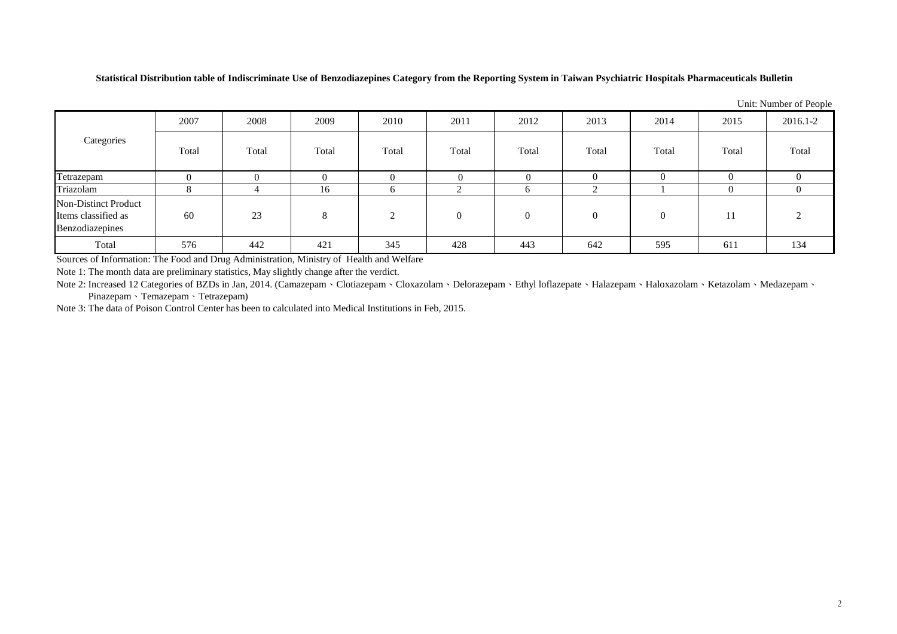**Statistical Distribution table of Indiscriminate Use of Benzodiazepines Category from the Reporting System in Taiwan Psychiatric Hospitals Pharmaceuticals Bulletin**

Unit: Number of People

| Categories | 2007 | 2008 | 2009 | 2010 | 2011 | 2012 | 2013 | 2014 | 2015 | 2016.1-2 |
|---|---|---|---|---|---|---|---|---|---|---|
| | Total | Total | Total | Total | Total | Total | Total | Total | Total | Total |
| Tetrazepam | 0 | 0 | 0 | 0 | 0 | 0 | 0 | 0 | 0 | 0 |
| Triazolam | 8 | 4 | 16 | 6 | 2 | 6 | 2 | 1 | 0 | 0 |
| Non-Distinct Product Items classified as Benzodiazepines | 60 | 23 | 8 | 2 | 0 | 0 | 0 | 0 | 11 | 2 |
| Total | 576 | 442 | 421 | 345 | 428 | 443 | 642 | 595 | 611 | 134 |

Sources of Information: The Food and Drug Administration, Ministry of Health and Welfare

Note 1: The month data are preliminary statistics, May slightly change after the verdict.

Note 2: Increased 12 Categories of BZDs in Jan, 2014. (Camazepam、Clotiazepam、Cloxazolam、Delorazepam、Ethyl loflazepate、Halazepam、Haloxazolam、Ketazolam、Medazepam、Pinazepam、Temazepam、Tetrazepam)

Note 3: The data of Poison Control Center has been to calculated into Medical Institutions in Feb, 2015.